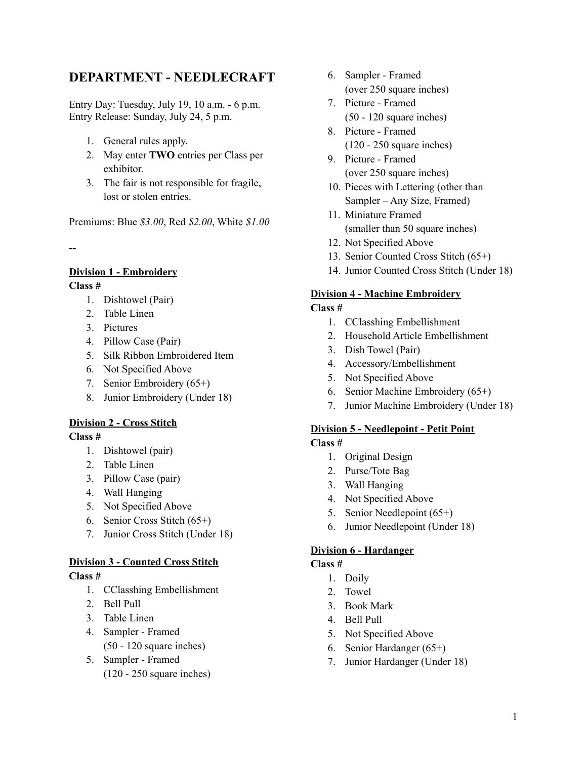# DEPARTMENT - NEEDLECRAFT

Entry Day: Tuesday, July 19, 10 a.m. - 6 p.m.
Entry Release: Sunday, July 24, 5 p.m.

1. General rules apply.
2. May enter **TWO** entries per Class per exhibitor.
3. The fair is not responsible for fragile, lost or stolen entries.

Premiums: Blue *$3.00*, Red *$2.00*, White *$1.00*

--

**<u>Division 1 - Embroidery</u>**

**Class #**

1. Dishtowel (Pair)
2. Table Linen
3. Pictures
4. Pillow Case (Pair)
5. Silk Ribbon Embroidered Item
6. Not Specified Above
7. Senior Embroidery (65+)
8. Junior Embroidery (Under 18)

**<u>Division 2 - Cross Stitch</u>**

**Class #**

1. Dishtowel (pair)
2. Table Linen
3. Pillow Case (pair)
4. Wall Hanging
5. Not Specified Above
6. Senior Cross Stitch (65+)
7. Junior Cross Stitch (Under 18)

**<u>Division 3 - Counted Cross Stitch</u>**

**Class #**

1. CClasshing Embellishment
2. Bell Pull
3. Table Linen
4. Sampler - Framed (50 - 120 square inches)
5. Sampler - Framed (120 - 250 square inches)
6. Sampler - Framed (over 250 square inches)
7. Picture - Framed (50 - 120 square inches)
8. Picture - Framed (120 - 250 square inches)
9. Picture - Framed (over 250 square inches)
10. Pieces with Lettering (other than Sampler – Any Size, Framed)
11. Miniature Framed (smaller than 50 square inches)
12. Not Specified Above
13. Senior Counted Cross Stitch (65+)
14. Junior Counted Cross Stitch (Under 18)

**<u>Division 4 - Machine Embroidery</u>**

**Class #**

1. CClasshing Embellishment
2. Household Article Embellishment
3. Dish Towel (Pair)
4. Accessory/Embellishment
5. Not Specified Above
6. Senior Machine Embroidery (65+)
7. Junior Machine Embroidery (Under 18)

**<u>Division 5 - Needlepoint - Petit Point</u>**

**Class #**

1. Original Design
2. Purse/Tote Bag
3. Wall Hanging
4. Not Specified Above
5. Senior Needlepoint (65+)
6. Junior Needlepoint (Under 18)

**<u>Division 6 - Hardanger</u>**

**Class #**

1. Doily
2. Towel
3. Book Mark
4. Bell Pull
5. Not Specified Above
6. Senior Hardanger (65+)
7. Junior Hardanger (Under 18)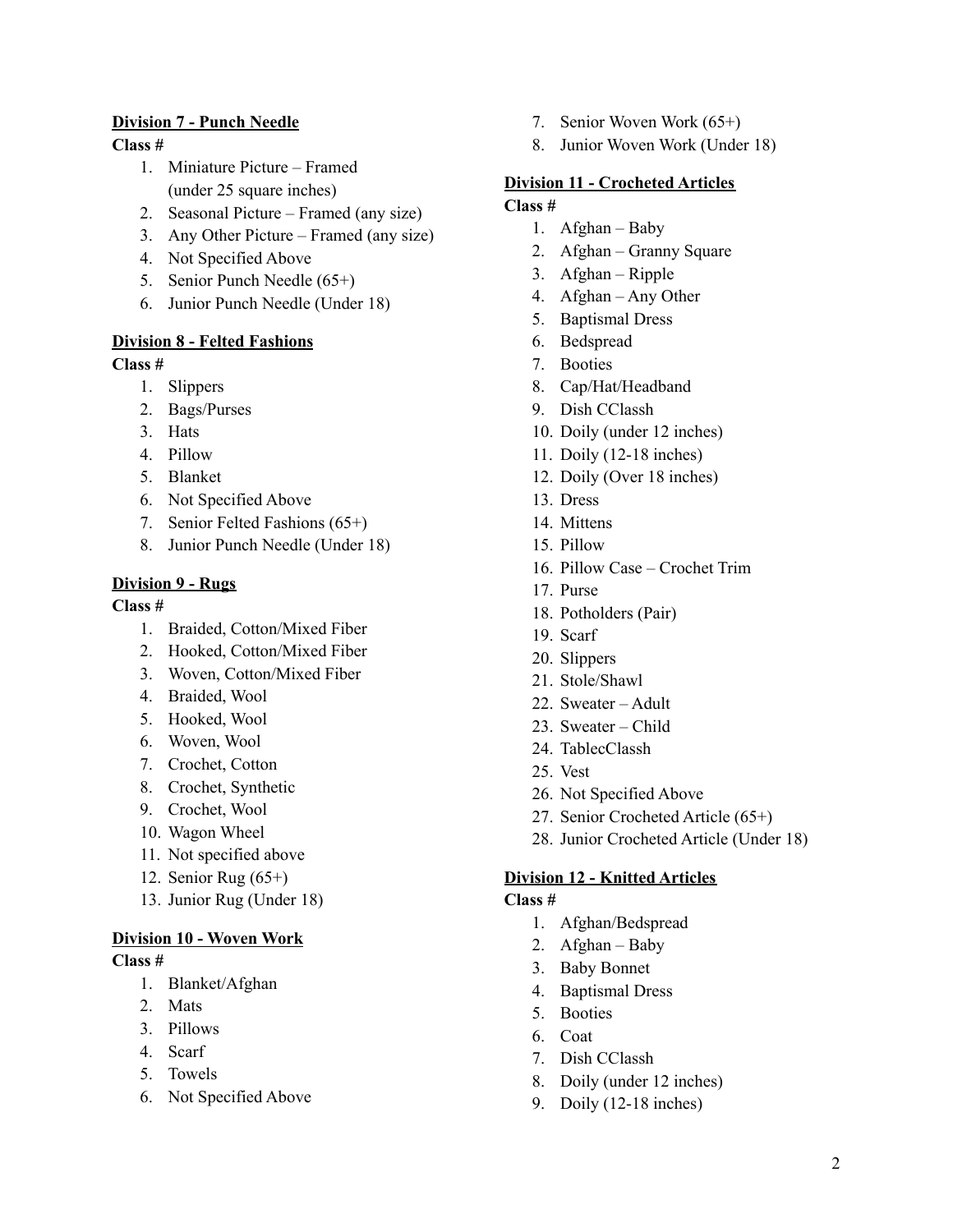**Division 7 - Punch Needle**

**Class #**

1. Miniature Picture – Framed (under 25 square inches)
2. Seasonal Picture – Framed (any size)
3. Any Other Picture – Framed (any size)
4. Not Specified Above
5. Senior Punch Needle (65+)
6. Junior Punch Needle (Under 18)

**Division 8 - Felted Fashions**

**Class #**

1. Slippers
2. Bags/Purses
3. Hats
4. Pillow
5. Blanket
6. Not Specified Above
7. Senior Felted Fashions (65+)
8. Junior Punch Needle (Under 18)

**Division 9 - Rugs**

**Class #**

1. Braided, Cotton/Mixed Fiber
2. Hooked, Cotton/Mixed Fiber
3. Woven, Cotton/Mixed Fiber
4. Braided, Wool
5. Hooked, Wool
6. Woven, Wool
7. Crochet, Cotton
8. Crochet, Synthetic
9. Crochet, Wool
10. Wagon Wheel
11. Not specified above
12. Senior Rug (65+)
13. Junior Rug (Under 18)

**Division 10 - Woven Work**

**Class #**

1. Blanket/Afghan
2. Mats
3. Pillows
4. Scarf
5. Towels
6. Not Specified Above
7. Senior Woven Work (65+)
8. Junior Woven Work (Under 18)

**Division 11 - Crocheted Articles**

**Class #**

1. Afghan – Baby
2. Afghan – Granny Square
3. Afghan – Ripple
4. Afghan – Any Other
5. Baptismal Dress
6. Bedspread
7. Booties
8. Cap/Hat/Headband
9. Dish CClassh
10. Doily (under 12 inches)
11. Doily (12-18 inches)
12. Doily (Over 18 inches)
13. Dress
14. Mittens
15. Pillow
16. Pillow Case – Crochet Trim
17. Purse
18. Potholders (Pair)
19. Scarf
20. Slippers
21. Stole/Shawl
22. Sweater – Adult
23. Sweater – Child
24. TablecClassh
25. Vest
26. Not Specified Above
27. Senior Crocheted Article (65+)
28. Junior Crocheted Article (Under 18)

**Division 12 - Knitted Articles**

**Class #**

1. Afghan/Bedspread
2. Afghan – Baby
3. Baby Bonnet
4. Baptismal Dress
5. Booties
6. Coat
7. Dish CClassh
8. Doily (under 12 inches)
9. Doily (12-18 inches)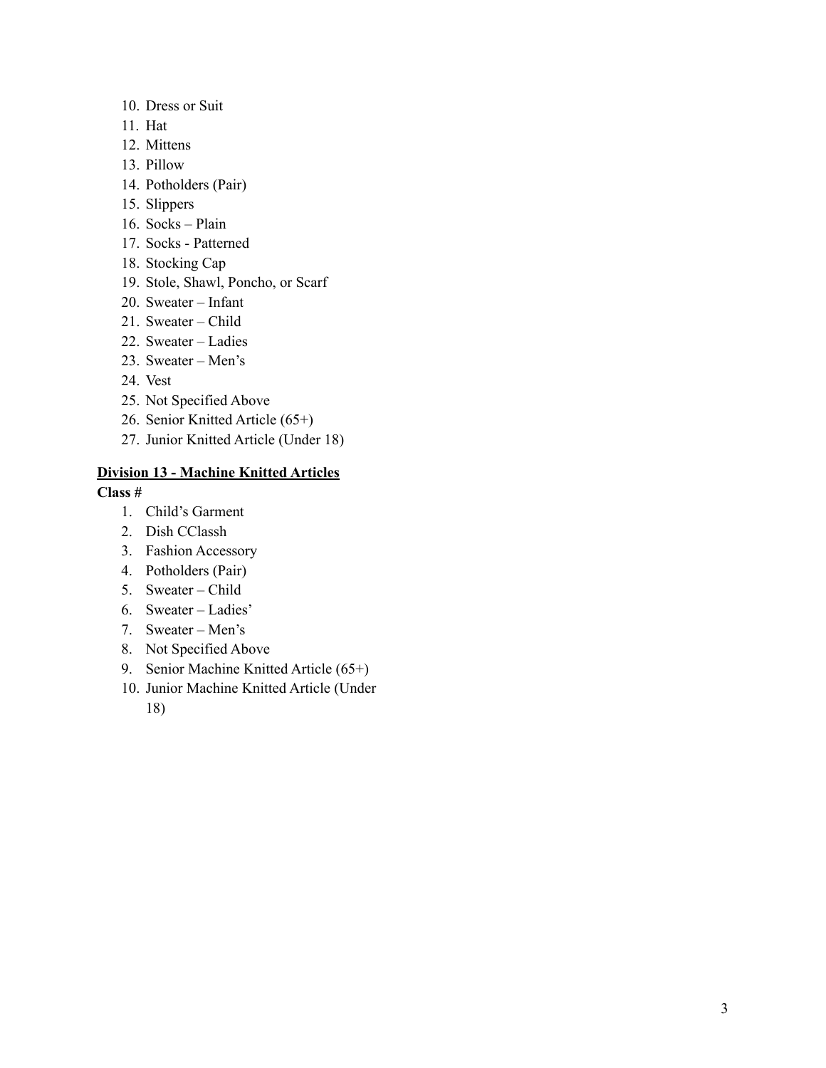10. Dress or Suit
11. Hat
12. Mittens
13. Pillow
14. Potholders (Pair)
15. Slippers
16. Socks – Plain
17. Socks - Patterned
18. Stocking Cap
19. Stole, Shawl, Poncho, or Scarf
20. Sweater – Infant
21. Sweater – Child
22. Sweater – Ladies
23. Sweater – Men's
24. Vest
25. Not Specified Above
26. Senior Knitted Article (65+)
27. Junior Knitted Article (Under 18)

**Division 13 - Machine Knitted Articles**

**Class #**

1. Child's Garment
2. Dish CClassh
3. Fashion Accessory
4. Potholders (Pair)
5. Sweater – Child
6. Sweater – Ladies'
7. Sweater – Men's
8. Not Specified Above
9. Senior Machine Knitted Article (65+)
10. Junior Machine Knitted Article (Under 18)